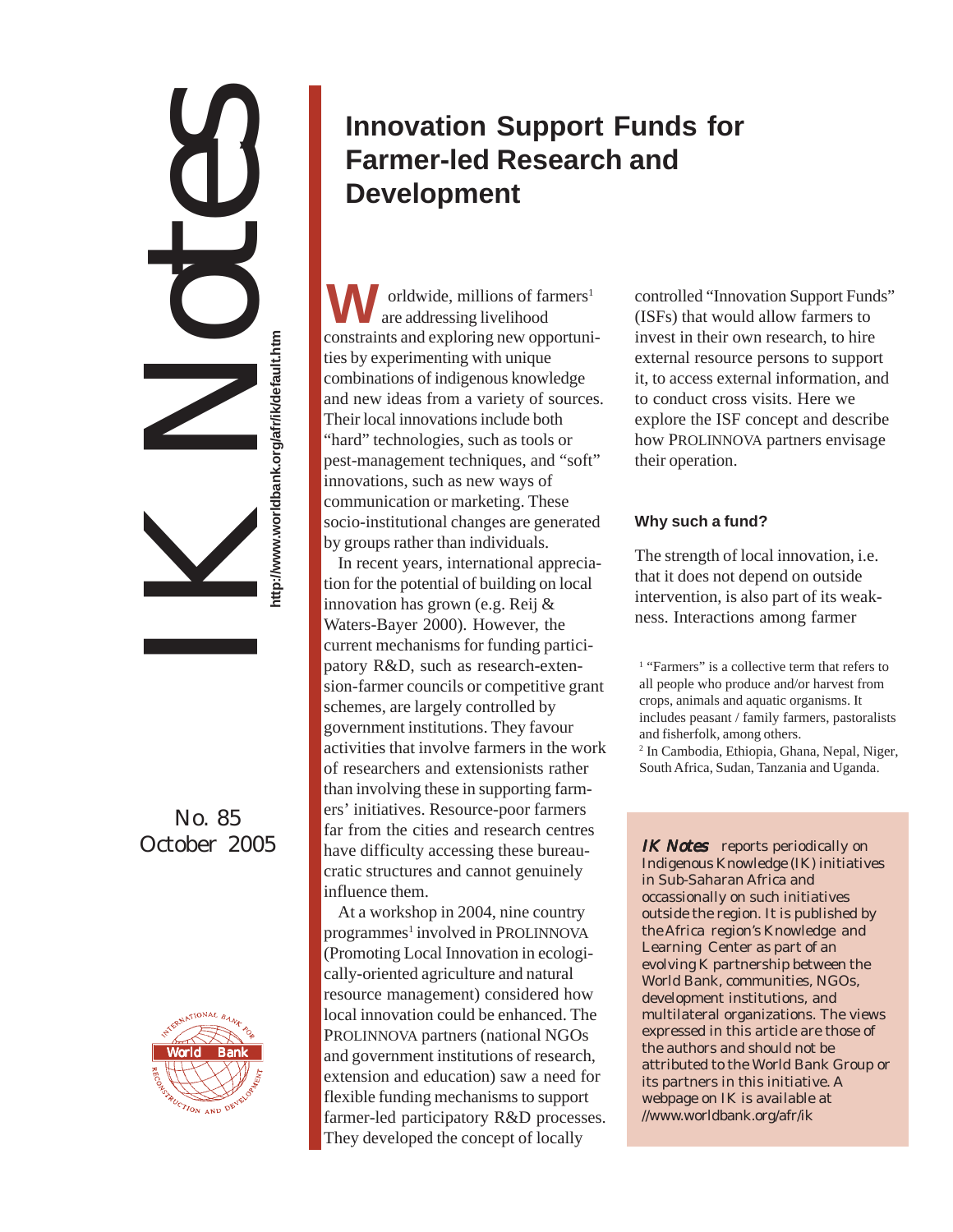# IK Notes

http://www.worldbank.org/afr/ik/default.htm

No. 85
October 2005

## Innovation Support Funds for Farmer-led Research and Development

Worldwide, millions of farmers[1] are addressing livelihood constraints and exploring new opportunities by experimenting with unique combinations of indigenous knowledge and new ideas from a variety of sources. Their local innovations include both "hard" technologies, such as tools or pest-management techniques, and "soft" innovations, such as new ways of communication or marketing. These socio-institutional changes are generated by groups rather than individuals.

In recent years, international appreciation for the potential of building on local innovation has grown (e.g. Reij & Waters-Bayer 2000). However, the current mechanisms for funding participatory R&D, such as research-extension-farmer councils or competitive grant schemes, are largely controlled by government institutions. They favour activities that involve farmers in the work of researchers and extensionists rather than involving these in supporting farmers' initiatives. Resource-poor farmers far from the cities and research centres have difficulty accessing these bureaucratic structures and cannot genuinely influence them.

At a workshop in 2004, nine country programmes[1] involved in PROLINNOVA (Promoting Local Innovation in ecologically-oriented agriculture and natural resource management) considered how local innovation could be enhanced. The PROLINNOVA partners (national NGOs and government institutions of research, extension and education) saw a need for flexible funding mechanisms to support farmer-led participatory R&D processes. They developed the concept of locally controlled "Innovation Support Funds" (ISFs) that would allow farmers to invest in their own research, to hire external resource persons to support it, to access external information, and to conduct cross visits. Here we explore the ISF concept and describe how PROLINNOVA partners envisage their operation.

### Why such a fund?

The strength of local innovation, i.e. that it does not depend on outside intervention, is also part of its weakness. Interactions among farmer

[1] "Farmers" is a collective term that refers to all people who produce and/or harvest from crops, animals and aquatic organisms. It includes peasant / family farmers, pastoralists and fisherfolk, among others.

[2] In Cambodia, Ethiopia, Ghana, Nepal, Niger, South Africa, Sudan, Tanzania and Uganda.

*IK Notes* reports periodically on Indigenous Knowledge (IK) initiatives in Sub-Saharan Africa and occassionally on such initiatives outside the region. It is published by the Africa region's Knowledge and Learning Center as part of an evolving K partnership between the World Bank, communities, NGOs, development institutions, and multilateral organizations. The views expressed in this article are those of the authors and should not be attributed to the World Bank Group or its partners in this initiative. A webpage on IK is available at //www.worldbank.org/afr/ik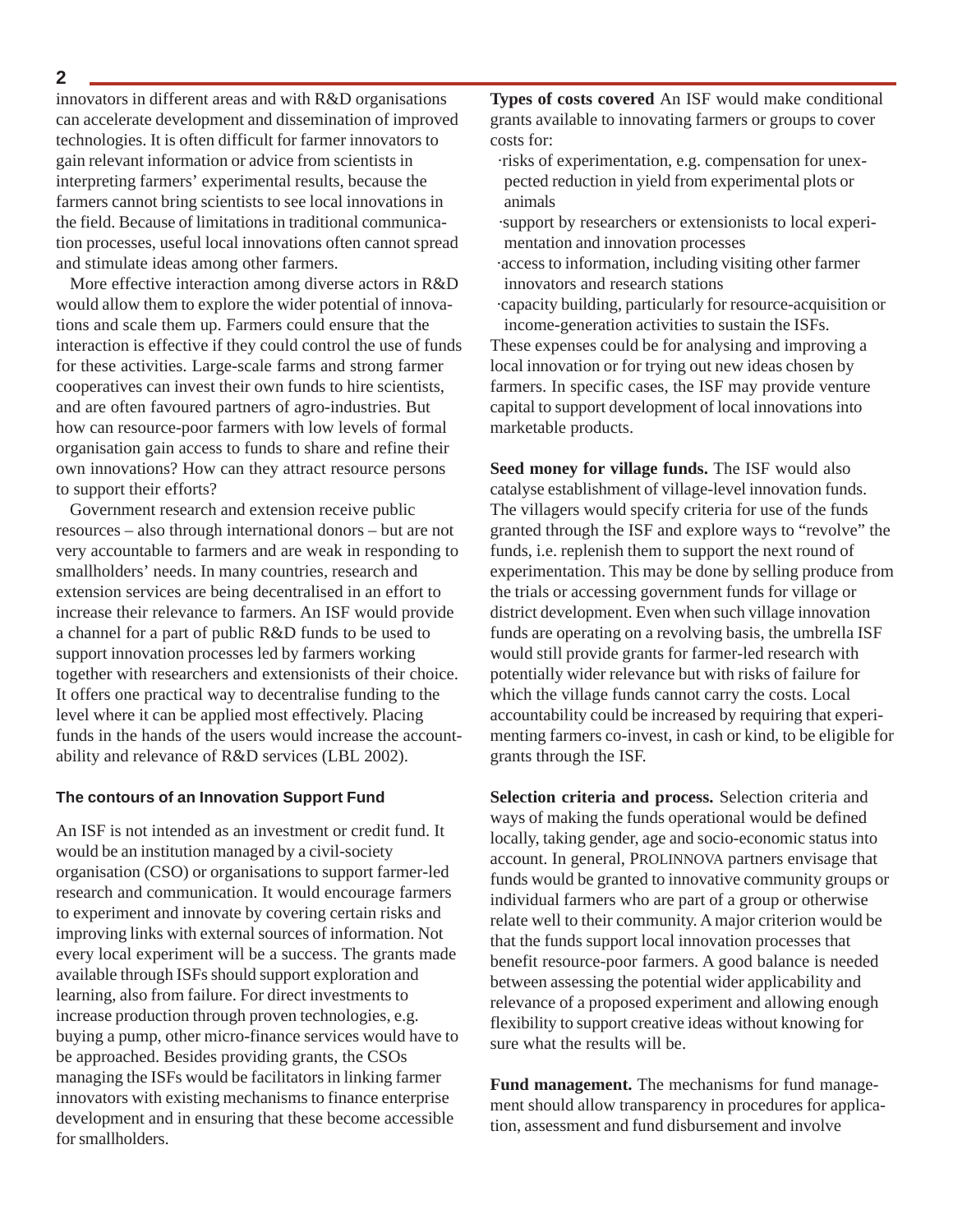innovators in different areas and with R&D organisations can accelerate development and dissemination of improved technologies. It is often difficult for farmer innovators to gain relevant information or advice from scientists in interpreting farmers' experimental results, because the farmers cannot bring scientists to see local innovations in the field. Because of limitations in traditional communication processes, useful local innovations often cannot spread and stimulate ideas among other farmers.

More effective interaction among diverse actors in R&D would allow them to explore the wider potential of innovations and scale them up. Farmers could ensure that the interaction is effective if they could control the use of funds for these activities. Large-scale farms and strong farmer cooperatives can invest their own funds to hire scientists, and are often favoured partners of agro-industries. But how can resource-poor farmers with low levels of formal organisation gain access to funds to share and refine their own innovations? How can they attract resource persons to support their efforts?

Government research and extension receive public resources – also through international donors – but are not very accountable to farmers and are weak in responding to smallholders' needs. In many countries, research and extension services are being decentralised in an effort to increase their relevance to farmers. An ISF would provide a channel for a part of public R&D funds to be used to support innovation processes led by farmers working together with researchers and extensionists of their choice. It offers one practical way to decentralise funding to the level where it can be applied most effectively. Placing funds in the hands of the users would increase the accountability and relevance of R&D services (LBL 2002).

## The contours of an Innovation Support Fund

An ISF is not intended as an investment or credit fund. It would be an institution managed by a civil-society organisation (CSO) or organisations to support farmer-led research and communication. It would encourage farmers to experiment and innovate by covering certain risks and improving links with external sources of information. Not every local experiment will be a success. The grants made available through ISFs should support exploration and learning, also from failure. For direct investments to increase production through proven technologies, e.g. buying a pump, other micro-finance services would have to be approached. Besides providing grants, the CSOs managing the ISFs would be facilitators in linking farmer innovators with existing mechanisms to finance enterprise development and in ensuring that these become accessible for smallholders.

**Types of costs covered** An ISF would make conditional grants available to innovating farmers or groups to cover costs for:

- risks of experimentation, e.g. compensation for unexpected reduction in yield from experimental plots or animals
- support by researchers or extensionists to local experimentation and innovation processes
- access to information, including visiting other farmer innovators and research stations
- capacity building, particularly for resource-acquisition or income-generation activities to sustain the ISFs.

These expenses could be for analysing and improving a local innovation or for trying out new ideas chosen by farmers. In specific cases, the ISF may provide venture capital to support development of local innovations into marketable products.

**Seed money for village funds.** The ISF would also catalyse establishment of village-level innovation funds. The villagers would specify criteria for use of the funds granted through the ISF and explore ways to "revolve" the funds, i.e. replenish them to support the next round of experimentation. This may be done by selling produce from the trials or accessing government funds for village or district development. Even when such village innovation funds are operating on a revolving basis, the umbrella ISF would still provide grants for farmer-led research with potentially wider relevance but with risks of failure for which the village funds cannot carry the costs. Local accountability could be increased by requiring that experimenting farmers co-invest, in cash or kind, to be eligible for grants through the ISF.

**Selection criteria and process.** Selection criteria and ways of making the funds operational would be defined locally, taking gender, age and socio-economic status into account. In general, PROLINNOVA partners envisage that funds would be granted to innovative community groups or individual farmers who are part of a group or otherwise relate well to their community. A major criterion would be that the funds support local innovation processes that benefit resource-poor farmers. A good balance is needed between assessing the potential wider applicability and relevance of a proposed experiment and allowing enough flexibility to support creative ideas without knowing for sure what the results will be.

**Fund management.** The mechanisms for fund management should allow transparency in procedures for application, assessment and fund disbursement and involve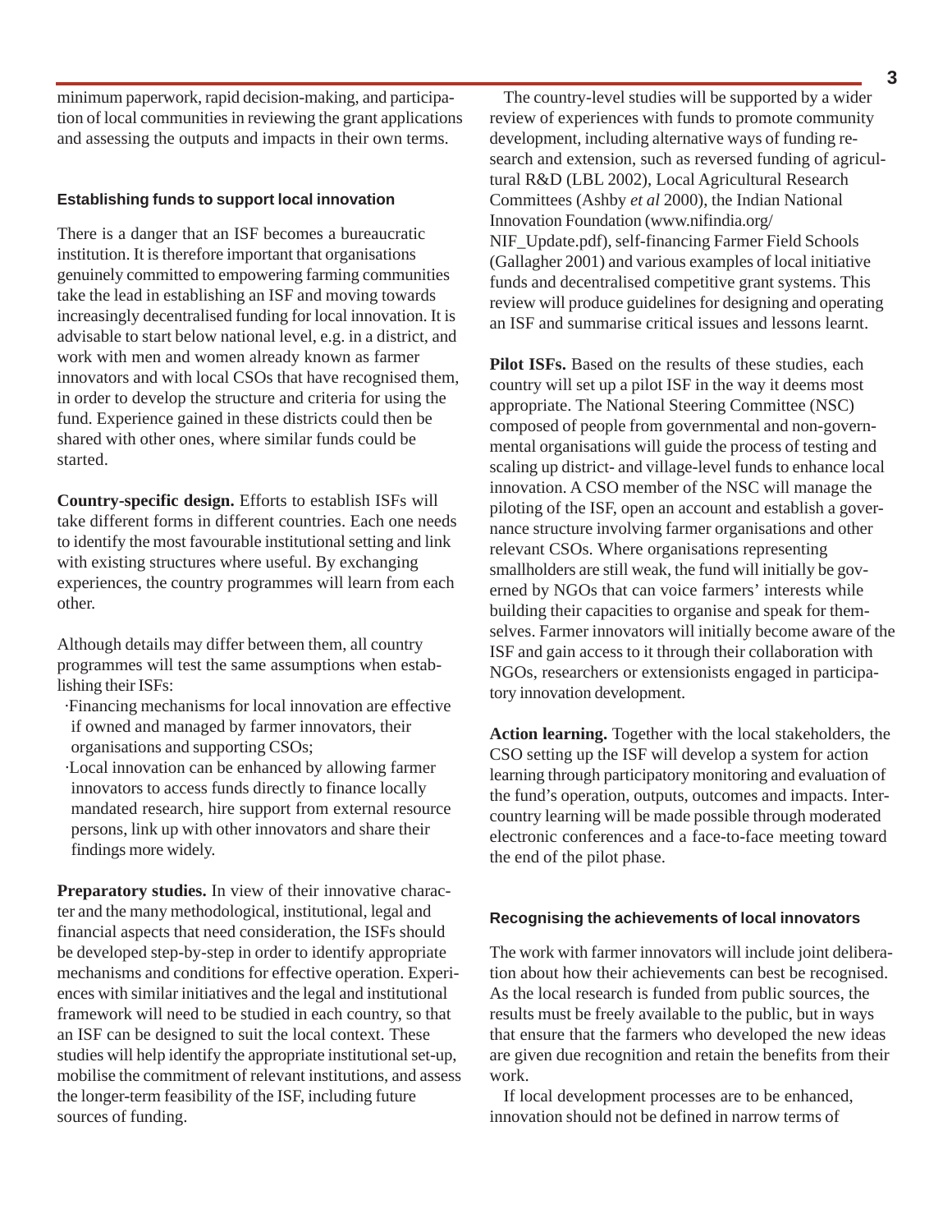minimum paperwork, rapid decision-making, and participation of local communities in reviewing the grant applications and assessing the outputs and impacts in their own terms.

### Establishing funds to support local innovation

There is a danger that an ISF becomes a bureaucratic institution. It is therefore important that organisations genuinely committed to empowering farming communities take the lead in establishing an ISF and moving towards increasingly decentralised funding for local innovation. It is advisable to start below national level, e.g. in a district, and work with men and women already known as farmer innovators and with local CSOs that have recognised them, in order to develop the structure and criteria for using the fund. Experience gained in these districts could then be shared with other ones, where similar funds could be started.

**Country-specific design.** Efforts to establish ISFs will take different forms in different countries. Each one needs to identify the most favourable institutional setting and link with existing structures where useful. By exchanging experiences, the country programmes will learn from each other.

Although details may differ between them, all country programmes will test the same assumptions when establishing their ISFs:

- Financing mechanisms for local innovation are effective if owned and managed by farmer innovators, their organisations and supporting CSOs;
- Local innovation can be enhanced by allowing farmer innovators to access funds directly to finance locally mandated research, hire support from external resource persons, link up with other innovators and share their findings more widely.

**Preparatory studies.** In view of their innovative character and the many methodological, institutional, legal and financial aspects that need consideration, the ISFs should be developed step-by-step in order to identify appropriate mechanisms and conditions for effective operation. Experiences with similar initiatives and the legal and institutional framework will need to be studied in each country, so that an ISF can be designed to suit the local context. These studies will help identify the appropriate institutional set-up, mobilise the commitment of relevant institutions, and assess the longer-term feasibility of the ISF, including future sources of funding.

The country-level studies will be supported by a wider review of experiences with funds to promote community development, including alternative ways of funding research and extension, such as reversed funding of agricultural R&D (LBL 2002), Local Agricultural Research Committees (Ashby *et al* 2000), the Indian National Innovation Foundation (www.nifindia.org/NIF_Update.pdf), self-financing Farmer Field Schools (Gallagher 2001) and various examples of local initiative funds and decentralised competitive grant systems. This review will produce guidelines for designing and operating an ISF and summarise critical issues and lessons learnt.

**Pilot ISFs.** Based on the results of these studies, each country will set up a pilot ISF in the way it deems most appropriate. The National Steering Committee (NSC) composed of people from governmental and non-governmental organisations will guide the process of testing and scaling up district- and village-level funds to enhance local innovation. A CSO member of the NSC will manage the piloting of the ISF, open an account and establish a governance structure involving farmer organisations and other relevant CSOs. Where organisations representing smallholders are still weak, the fund will initially be governed by NGOs that can voice farmers' interests while building their capacities to organise and speak for themselves. Farmer innovators will initially become aware of the ISF and gain access to it through their collaboration with NGOs, researchers or extensionists engaged in participatory innovation development.

**Action learning.** Together with the local stakeholders, the CSO setting up the ISF will develop a system for action learning through participatory monitoring and evaluation of the fund's operation, outputs, outcomes and impacts. Inter-country learning will be made possible through moderated electronic conferences and a face-to-face meeting toward the end of the pilot phase.

### Recognising the achievements of local innovators

The work with farmer innovators will include joint deliberation about how their achievements can best be recognised. As the local research is funded from public sources, the results must be freely available to the public, but in ways that ensure that the farmers who developed the new ideas are given due recognition and retain the benefits from their work.

If local development processes are to be enhanced, innovation should not be defined in narrow terms of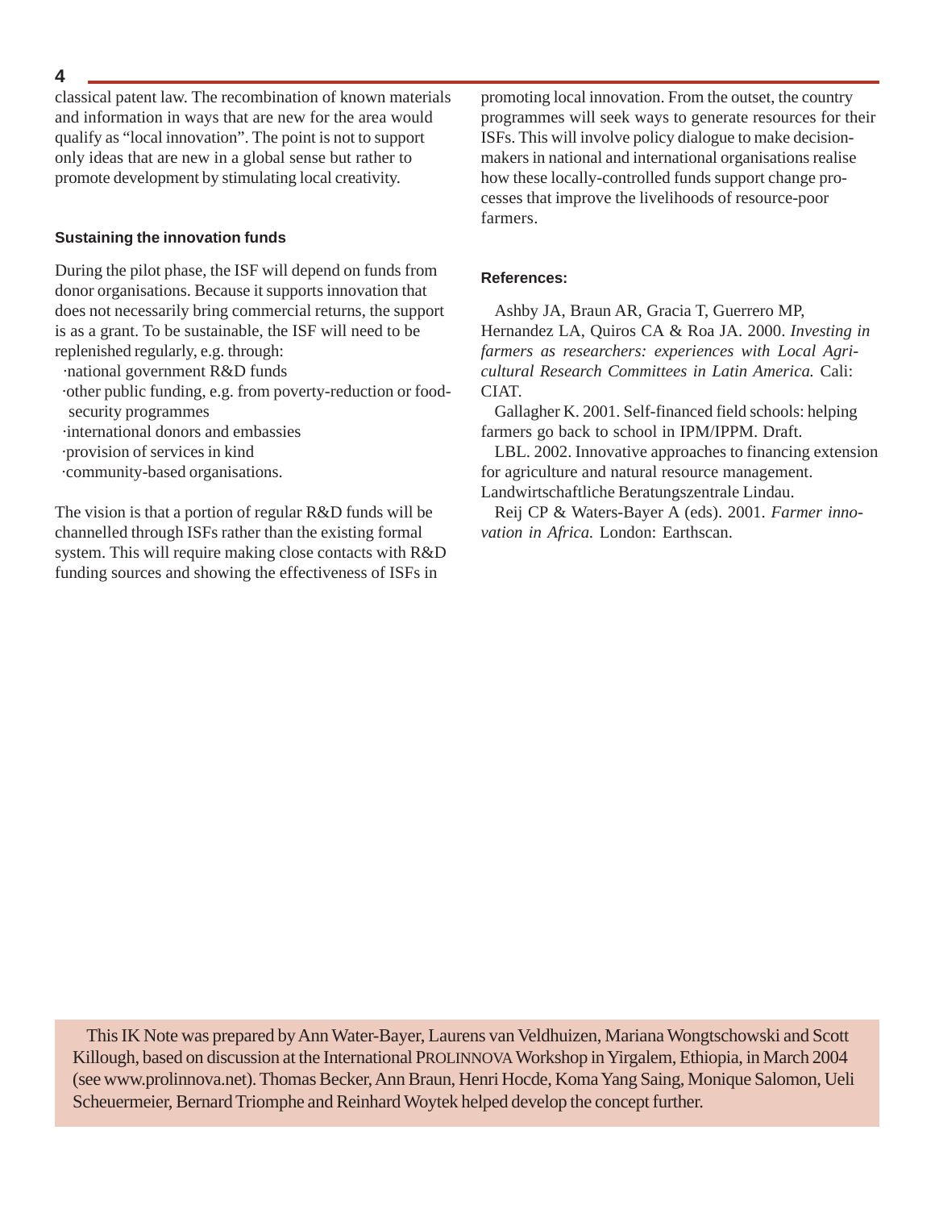classical patent law. The recombination of known materials and information in ways that are new for the area would qualify as "local innovation". The point is not to support only ideas that are new in a global sense but rather to promote development by stimulating local creativity.

### Sustaining the innovation funds

During the pilot phase, the ISF will depend on funds from donor organisations. Because it supports innovation that does not necessarily bring commercial returns, the support is as a grant. To be sustainable, the ISF will need to be replenished regularly, e.g. through:

- national government R&D funds
- other public funding, e.g. from poverty-reduction or food-security programmes
- international donors and embassies
- provision of services in kind
- community-based organisations.

The vision is that a portion of regular R&D funds will be channelled through ISFs rather than the existing formal system. This will require making close contacts with R&D funding sources and showing the effectiveness of ISFs in promoting local innovation. From the outset, the country programmes will seek ways to generate resources for their ISFs. This will involve policy dialogue to make decision-makers in national and international organisations realise how these locally-controlled funds support change processes that improve the livelihoods of resource-poor farmers.

### References:

Ashby JA, Braun AR, Gracia T, Guerrero MP, Hernandez LA, Quiros CA & Roa JA. 2000. *Investing in farmers as researchers: experiences with Local Agricultural Research Committees in Latin America.* Cali: CIAT.

Gallagher K. 2001. Self-financed field schools: helping farmers go back to school in IPM/IPPM. Draft.

LBL. 2002. Innovative approaches to financing extension for agriculture and natural resource management. Landwirtschaftliche Beratungszentrale Lindau.

Reij CP & Waters-Bayer A (eds). 2001. *Farmer innovation in Africa.* London: Earthscan.

This IK Note was prepared by Ann Water-Bayer, Laurens van Veldhuizen, Mariana Wongtschowski and Scott Killough, based on discussion at the International PROLINNOVA Workshop in Yirgalem, Ethiopia, in March 2004 (see www.prolinnova.net). Thomas Becker, Ann Braun, Henri Hocde, Koma Yang Saing, Monique Salomon, Ueli Scheuermeier, Bernard Triomphe and Reinhard Woytek helped develop the concept further.